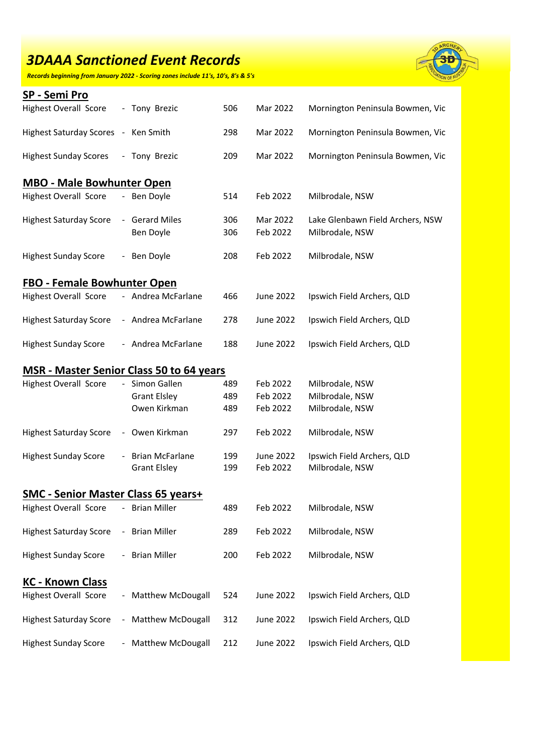# *3DAAA Sanctioned Event Records*

***Records beginning from January 2022 - Scoring zones include 11's, 10's, 8's & 5's***

## SP - Semi Pro

| | | | | |
|---|---|---|---|---|
| Highest Overall Score | - Tony Brezic | 506 | Mar 2022 | Mornington Peninsula Bowmen, Vic |
| Highest Saturday Scores | - Ken Smith | 298 | Mar 2022 | Mornington Peninsula Bowmen, Vic |
| Highest Sunday Scores | - Tony Brezic | 209 | Mar 2022 | Mornington Peninsula Bowmen, Vic |

## MBO - Male Bowhunter Open

| | | | | |
|---|---|---|---|---|
| Highest Overall Score | - Ben Doyle | 514 | Feb 2022 | Milbrodale, NSW |
| Highest Saturday Score | - Gerard Miles | 306 | Mar 2022 | Lake Glenbawn Field Archers, NSW |
| | Ben Doyle | 306 | Feb 2022 | Milbrodale, NSW |
| Highest Sunday Score | - Ben Doyle | 208 | Feb 2022 | Milbrodale, NSW |

## FBO - Female Bowhunter Open

| | | | | |
|---|---|---|---|---|
| Highest Overall Score | - Andrea McFarlane | 466 | June 2022 | Ipswich Field Archers, QLD |
| Highest Saturday Score | - Andrea McFarlane | 278 | June 2022 | Ipswich Field Archers, QLD |
| Highest Sunday Score | - Andrea McFarlane | 188 | June 2022 | Ipswich Field Archers, QLD |

## MSR - Master Senior Class 50 to 64 years

| | | | | |
|---|---|---|---|---|
| Highest Overall Score | - Simon Gallen | 489 | Feb 2022 | Milbrodale, NSW |
| | Grant Elsley | 489 | Feb 2022 | Milbrodale, NSW |
| | Owen Kirkman | 489 | Feb 2022 | Milbrodale, NSW |
| Highest Saturday Score | - Owen Kirkman | 297 | Feb 2022 | Milbrodale, NSW |
| Highest Sunday Score | - Brian McFarlane | 199 | June 2022 | Ipswich Field Archers, QLD |
| | Grant Elsley | 199 | Feb 2022 | Milbrodale, NSW |

## SMC - Senior Master Class 65 years+

| | | | | |
|---|---|---|---|---|
| Highest Overall Score | - Brian Miller | 489 | Feb 2022 | Milbrodale, NSW |
| Highest Saturday Score | - Brian Miller | 289 | Feb 2022 | Milbrodale, NSW |
| Highest Sunday Score | - Brian Miller | 200 | Feb 2022 | Milbrodale, NSW |

## KC - Known Class

| | | | | |
|---|---|---|---|---|
| Highest Overall Score | - Matthew McDougall | 524 | June 2022 | Ipswich Field Archers, QLD |
| Highest Saturday Score | - Matthew McDougall | 312 | June 2022 | Ipswich Field Archers, QLD |
| Highest Sunday Score | - Matthew McDougall | 212 | June 2022 | Ipswich Field Archers, QLD |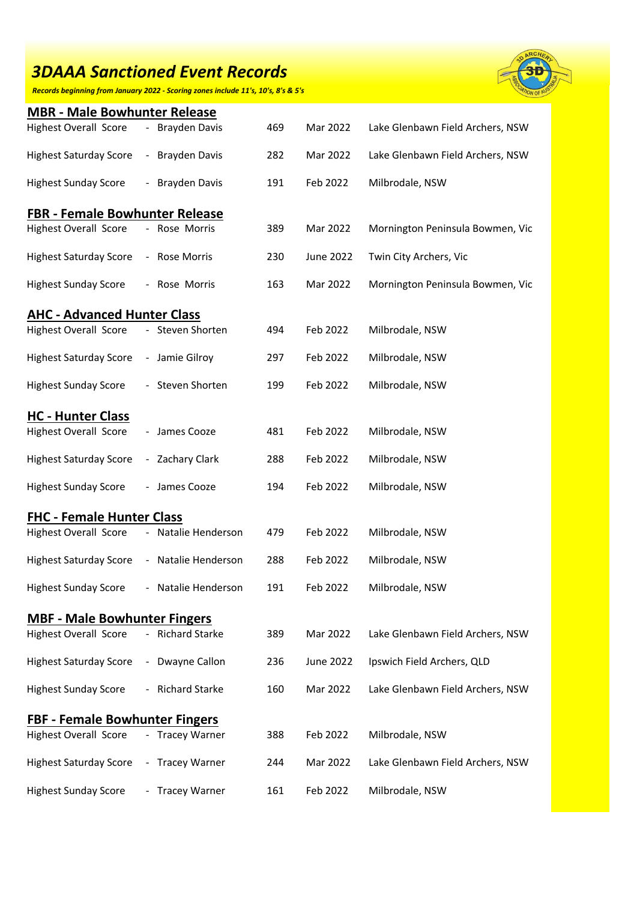# 3DAAA Sanctioned Event Records

*Records beginning from January 2022 - Scoring zones include 11's, 10's, 8's & 5's*

## MBR - Male Bowhunter Release

| Record | Name | Score | Date | Location |
|---|---|---|---|---|
| Highest Overall Score | - Brayden Davis | 469 | Mar 2022 | Lake Glenbawn Field Archers, NSW |
| Highest Saturday Score | - Brayden Davis | 282 | Mar 2022 | Lake Glenbawn Field Archers, NSW |
| Highest Sunday Score | - Brayden Davis | 191 | Feb 2022 | Milbrodale, NSW |

## FBR - Female Bowhunter Release

| Record | Name | Score | Date | Location |
|---|---|---|---|---|
| Highest Overall Score | - Rose Morris | 389 | Mar 2022 | Mornington Peninsula Bowmen, Vic |
| Highest Saturday Score | - Rose Morris | 230 | June 2022 | Twin City Archers, Vic |
| Highest Sunday Score | - Rose Morris | 163 | Mar 2022 | Mornington Peninsula Bowmen, Vic |

## AHC - Advanced Hunter Class

| Record | Name | Score | Date | Location |
|---|---|---|---|---|
| Highest Overall Score | - Steven Shorten | 494 | Feb 2022 | Milbrodale, NSW |
| Highest Saturday Score | - Jamie Gilroy | 297 | Feb 2022 | Milbrodale, NSW |
| Highest Sunday Score | - Steven Shorten | 199 | Feb 2022 | Milbrodale, NSW |

## HC - Hunter Class

| Record | Name | Score | Date | Location |
|---|---|---|---|---|
| Highest Overall Score | - James Cooze | 481 | Feb 2022 | Milbrodale, NSW |
| Highest Saturday Score | - Zachary Clark | 288 | Feb 2022 | Milbrodale, NSW |
| Highest Sunday Score | - James Cooze | 194 | Feb 2022 | Milbrodale, NSW |

## FHC - Female Hunter Class

| Record | Name | Score | Date | Location |
|---|---|---|---|---|
| Highest Overall Score | - Natalie Henderson | 479 | Feb 2022 | Milbrodale, NSW |
| Highest Saturday Score | - Natalie Henderson | 288 | Feb 2022 | Milbrodale, NSW |
| Highest Sunday Score | - Natalie Henderson | 191 | Feb 2022 | Milbrodale, NSW |

## MBF - Male Bowhunter Fingers

| Record | Name | Score | Date | Location |
|---|---|---|---|---|
| Highest Overall Score | - Richard Starke | 389 | Mar 2022 | Lake Glenbawn Field Archers, NSW |
| Highest Saturday Score | - Dwayne Callon | 236 | June 2022 | Ipswich Field Archers, QLD |
| Highest Sunday Score | - Richard Starke | 160 | Mar 2022 | Lake Glenbawn Field Archers, NSW |

## FBF - Female Bowhunter Fingers

| Record | Name | Score | Date | Location |
|---|---|---|---|---|
| Highest Overall Score | - Tracey Warner | 388 | Feb 2022 | Milbrodale, NSW |
| Highest Saturday Score | - Tracey Warner | 244 | Mar 2022 | Lake Glenbawn Field Archers, NSW |
| Highest Sunday Score | - Tracey Warner | 161 | Feb 2022 | Milbrodale, NSW |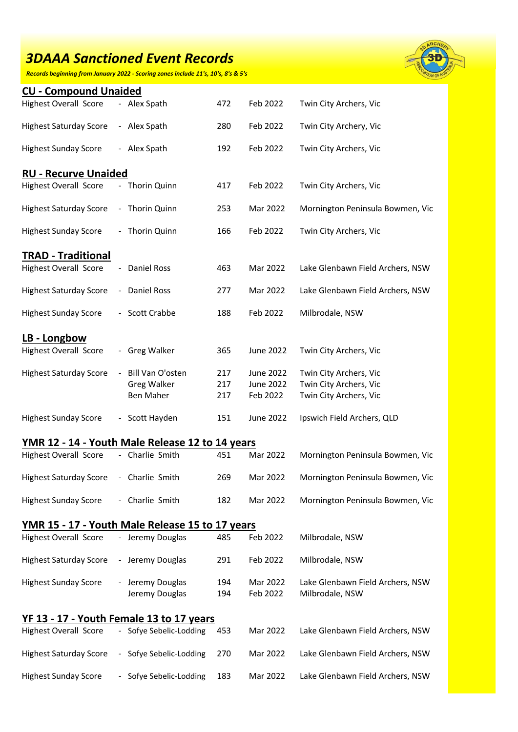# *3DAAA Sanctioned Event Records*

***Records beginning from January 2022 - Scoring zones include 11's, 10's, 8's & 5's***

## CU - Compound Unaided

| | | | | |
|---|---|---|---|---|
| Highest Overall Score | - Alex Spath | 472 | Feb 2022 | Twin City Archers, Vic |
| Highest Saturday Score | - Alex Spath | 280 | Feb 2022 | Twin City Archery, Vic |
| Highest Sunday Score | - Alex Spath | 192 | Feb 2022 | Twin City Archers, Vic |

## RU - Recurve Unaided

| | | | | |
|---|---|---|---|---|
| Highest Overall Score | - Thorin Quinn | 417 | Feb 2022 | Twin City Archers, Vic |
| Highest Saturday Score | - Thorin Quinn | 253 | Mar 2022 | Mornington Peninsula Bowmen, Vic |
| Highest Sunday Score | - Thorin Quinn | 166 | Feb 2022 | Twin City Archers, Vic |

## TRAD - Traditional

| | | | | |
|---|---|---|---|---|
| Highest Overall Score | - Daniel Ross | 463 | Mar 2022 | Lake Glenbawn Field Archers, NSW |
| Highest Saturday Score | - Daniel Ross | 277 | Mar 2022 | Lake Glenbawn Field Archers, NSW |
| Highest Sunday Score | - Scott Crabbe | 188 | Feb 2022 | Milbrodale, NSW |

## LB - Longbow

| | | | | |
|---|---|---|---|---|
| Highest Overall Score | - Greg Walker | 365 | June 2022 | Twin City Archers, Vic |
| Highest Saturday Score | - Bill Van O'osten | 217 | June 2022 | Twin City Archers, Vic |
| | Greg Walker | 217 | June 2022 | Twin City Archers, Vic |
| | Ben Maher | 217 | Feb 2022 | Twin City Archers, Vic |
| Highest Sunday Score | - Scott Hayden | 151 | June 2022 | Ipswich Field Archers, QLD |

## YMR 12 - 14 - Youth Male Release 12 to 14 years

| | | | | |
|---|---|---|---|---|
| Highest Overall Score | - Charlie Smith | 451 | Mar 2022 | Mornington Peninsula Bowmen, Vic |
| Highest Saturday Score | - Charlie Smith | 269 | Mar 2022 | Mornington Peninsula Bowmen, Vic |
| Highest Sunday Score | - Charlie Smith | 182 | Mar 2022 | Mornington Peninsula Bowmen, Vic |

## YMR 15 - 17 - Youth Male Release 15 to 17 years

| | | | | |
|---|---|---|---|---|
| Highest Overall Score | - Jeremy Douglas | 485 | Feb 2022 | Milbrodale, NSW |
| Highest Saturday Score | - Jeremy Douglas | 291 | Feb 2022 | Milbrodale, NSW |
| Highest Sunday Score | - Jeremy Douglas | 194 | Mar 2022 | Lake Glenbawn Field Archers, NSW |
| | Jeremy Douglas | 194 | Feb 2022 | Milbrodale, NSW |

## YF 13 - 17 - Youth Female 13 to 17 years

| | | | | |
|---|---|---|---|---|
| Highest Overall Score | - Sofye Sebelic-Lodding | 453 | Mar 2022 | Lake Glenbawn Field Archers, NSW |
| Highest Saturday Score | - Sofye Sebelic-Lodding | 270 | Mar 2022 | Lake Glenbawn Field Archers, NSW |
| Highest Sunday Score | - Sofye Sebelic-Lodding | 183 | Mar 2022 | Lake Glenbawn Field Archers, NSW |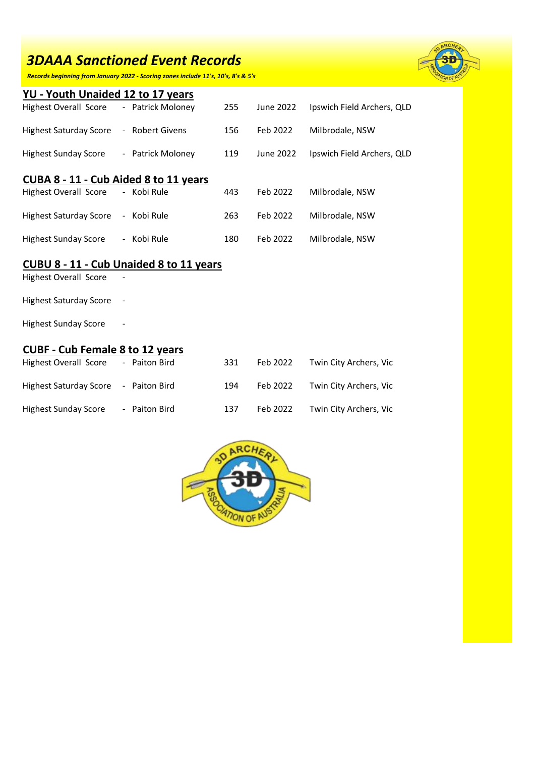# *3DAAA Sanctioned Event Records*

***Records beginning from January 2022 - Scoring zones include 11's, 10's, 8's & 5's***

## YU - Youth Unaided 12 to 17 years

| | | | | |
|---|---|---|---|---|
| Highest Overall Score | - Patrick Moloney | 255 | June 2022 | Ipswich Field Archers, QLD |
| Highest Saturday Score | - Robert Givens | 156 | Feb 2022 | Milbrodale, NSW |
| Highest Sunday Score | - Patrick Moloney | 119 | June 2022 | Ipswich Field Archers, QLD |

## CUBA 8 - 11 - Cub Aided 8 to 11 years

| | | | | |
|---|---|---|---|---|
| Highest Overall Score | - Kobi Rule | 443 | Feb 2022 | Milbrodale, NSW |
| Highest Saturday Score | - Kobi Rule | 263 | Feb 2022 | Milbrodale, NSW |
| Highest Sunday Score | - Kobi Rule | 180 | Feb 2022 | Milbrodale, NSW |

## CUBU 8 - 11 - Cub Unaided 8 to 11 years

| | | | | |
|---|---|---|---|---|
| Highest Overall Score | - | | | |
| Highest Saturday Score | - | | | |
| Highest Sunday Score | - | | | |

## CUBF - Cub Female 8 to 12 years

| | | | | |
|---|---|---|---|---|
| Highest Overall Score | - Paiton Bird | 331 | Feb 2022 | Twin City Archers, Vic |
| Highest Saturday Score | - Paiton Bird | 194 | Feb 2022 | Twin City Archers, Vic |
| Highest Sunday Score | - Paiton Bird | 137 | Feb 2022 | Twin City Archers, Vic |